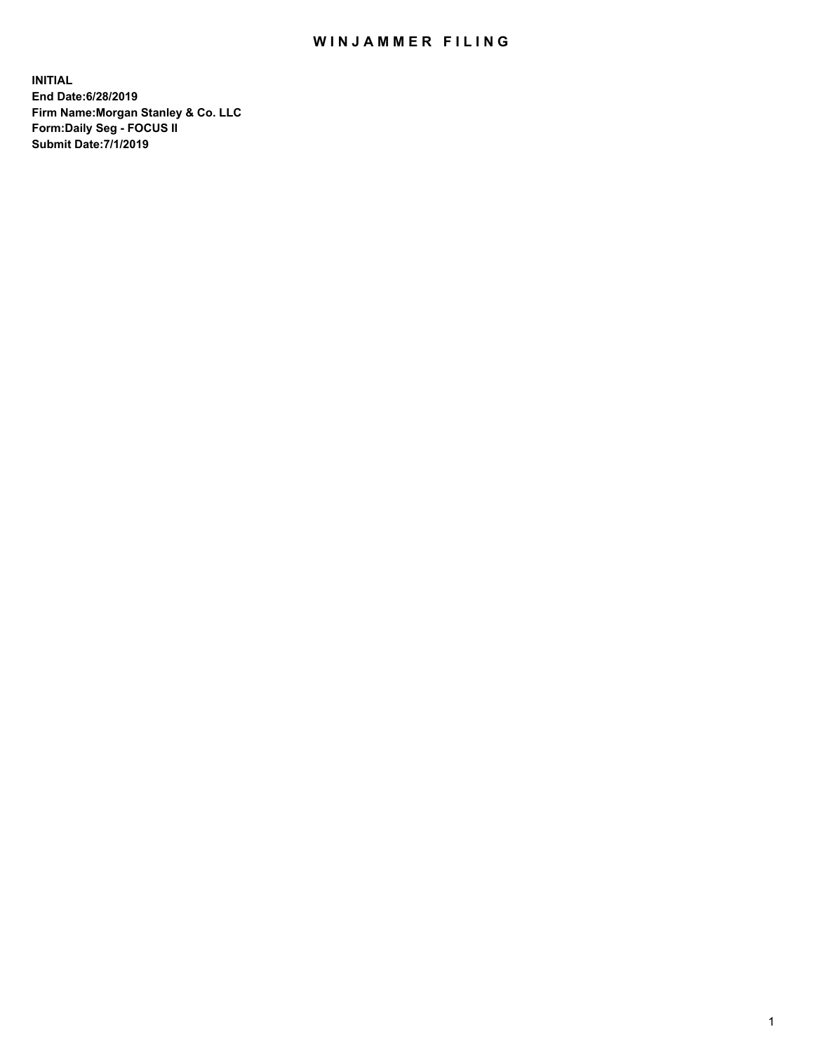# WINJAMMER FILING

**INITIAL**
**End Date:6/28/2019**
**Firm Name:Morgan Stanley & Co. LLC**
**Form:Daily Seg - FOCUS II**
**Submit Date:7/1/2019**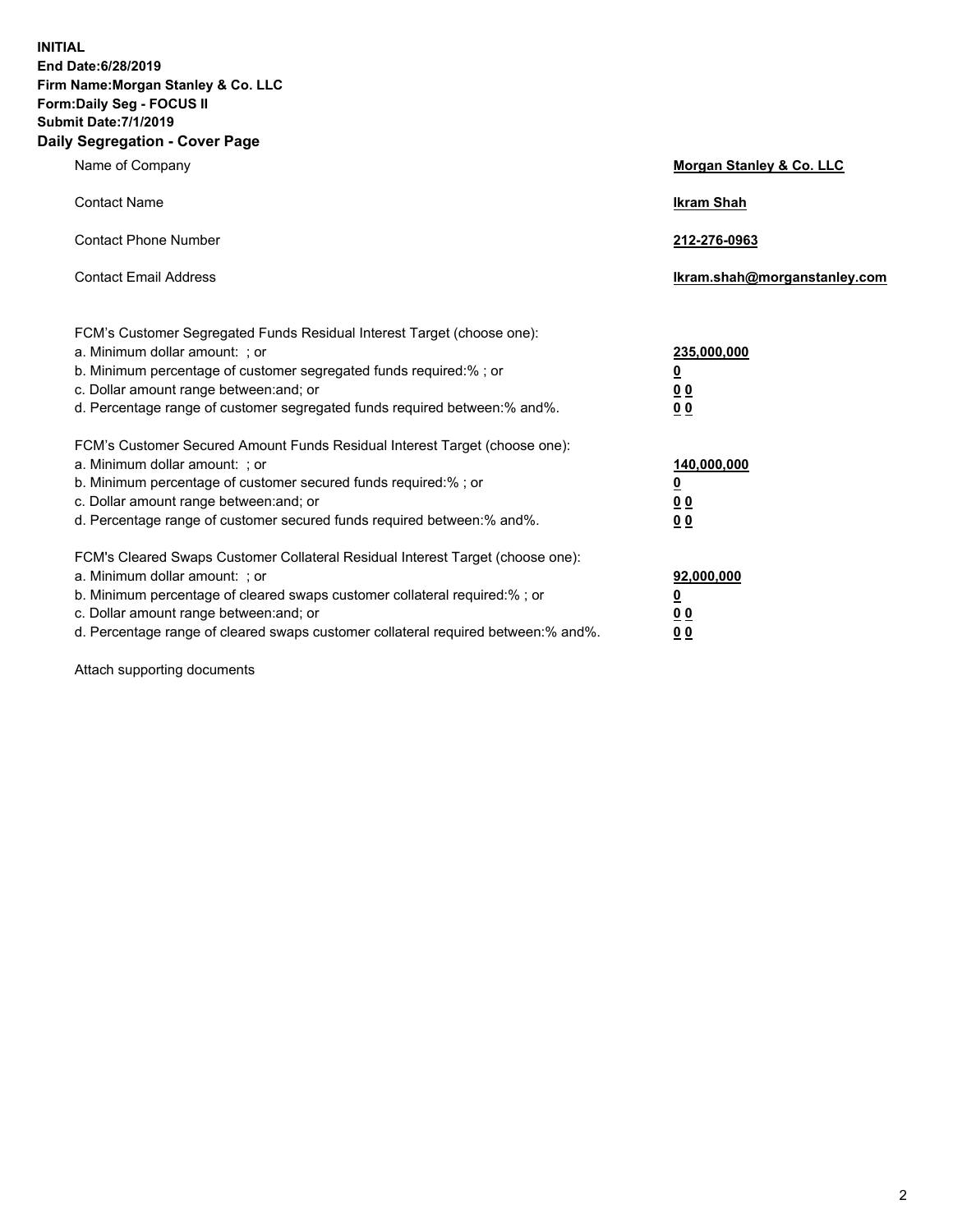**INITIAL**
**End Date:6/28/2019**
**Firm Name:Morgan Stanley & Co. LLC**
**Form:Daily Seg - FOCUS II**
**Submit Date:7/1/2019**

## Daily Segregation - Cover Page

| | |
|---|---|
| Name of Company | **Morgan Stanley & Co. LLC** |
| Contact Name | **Ikram Shah** |
| Contact Phone Number | **212-276-0963** |
| Contact Email Address | **Ikram.shah@morganstanley.com** |

| | |
|---|---|
| FCM's Customer Segregated Funds Residual Interest Target (choose one): | |
| a. Minimum dollar amount: ; or | **235,000,000** |
| b. Minimum percentage of customer segregated funds required:% ; or | **0** |
| c. Dollar amount range between:and; or | **0 0** |
| d. Percentage range of customer segregated funds required between:% and%. | **0 0** |
| FCM's Customer Secured Amount Funds Residual Interest Target (choose one): | |
| a. Minimum dollar amount: ; or | **140,000,000** |
| b. Minimum percentage of customer secured funds required:% ; or | **0** |
| c. Dollar amount range between:and; or | **0 0** |
| d. Percentage range of customer secured funds required between:% and%. | **0 0** |
| FCM's Cleared Swaps Customer Collateral Residual Interest Target (choose one): | |
| a. Minimum dollar amount: ; or | **92,000,000** |
| b. Minimum percentage of cleared swaps customer collateral required:% ; or | **0** |
| c. Dollar amount range between:and; or | **0 0** |
| d. Percentage range of cleared swaps customer collateral required between:% and%. | **0 0** |

Attach supporting documents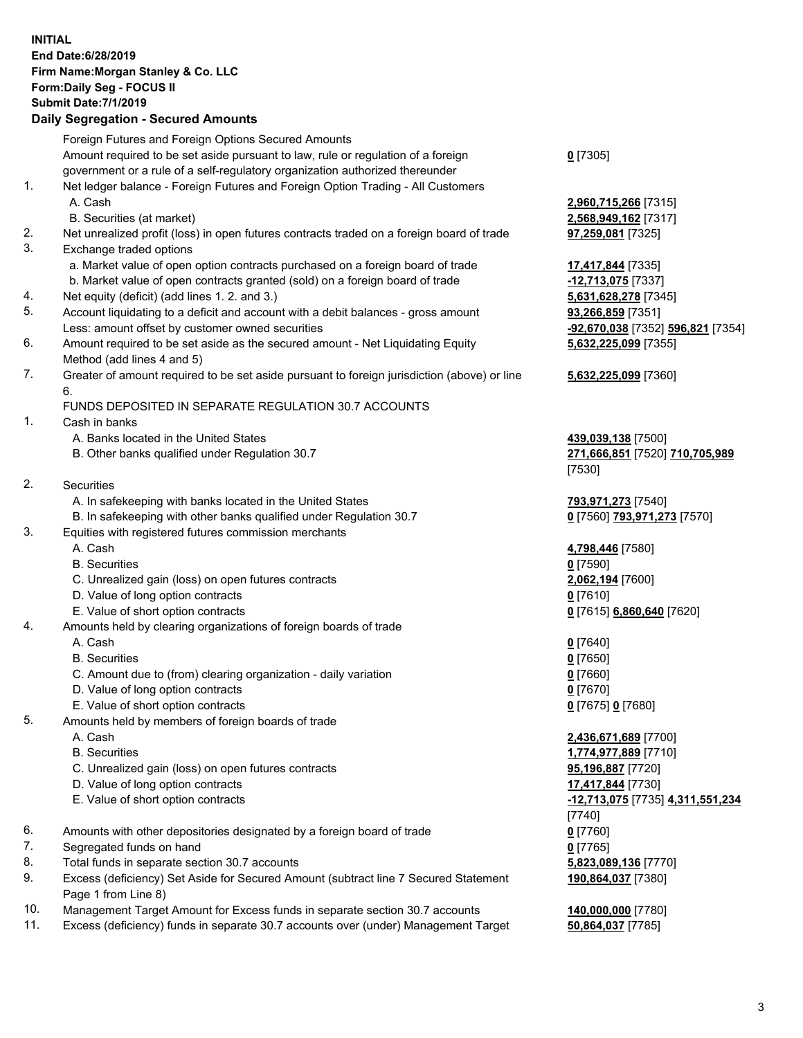**INITIAL**
**End Date:6/28/2019**
**Firm Name:Morgan Stanley & Co. LLC**
**Form:Daily Seg - FOCUS II**
**Submit Date:7/1/2019**

## Daily Segregation - Secured Amounts

| | | |
|---|---|---|
| | Foreign Futures and Foreign Options Secured Amounts | |
| | Amount required to be set aside pursuant to law, rule or regulation of a foreign government or a rule of a self-regulatory organization authorized thereunder | **0** [7305] |
| 1. | Net ledger balance - Foreign Futures and Foreign Option Trading - All Customers | |
| | A. Cash | **2,960,715,266** [7315] |
| | B. Securities (at market) | **2,568,949,162** [7317] |
| 2. | Net unrealized profit (loss) in open futures contracts traded on a foreign board of trade | **97,259,081** [7325] |
| 3. | Exchange traded options | |
| | a. Market value of open option contracts purchased on a foreign board of trade | **17,417,844** [7335] |
| | b. Market value of open contracts granted (sold) on a foreign board of trade | **-12,713,075** [7337] |
| 4. | Net equity (deficit) (add lines 1. 2. and 3.) | **5,631,628,278** [7345] |
| 5. | Account liquidating to a deficit and account with a debit balances - gross amount | **93,266,859** [7351] |
| | Less: amount offset by customer owned securities | **-92,670,038** [7352] **596,821** [7354] |
| 6. | Amount required to be set aside as the secured amount - Net Liquidating Equity Method (add lines 4 and 5) | **5,632,225,099** [7355] |
| 7. | Greater of amount required to be set aside pursuant to foreign jurisdiction (above) or line 6. | **5,632,225,099** [7360] |
| | FUNDS DEPOSITED IN SEPARATE REGULATION 30.7 ACCOUNTS | |
| 1. | Cash in banks | |
| | A. Banks located in the United States | **439,039,138** [7500] |
| | B. Other banks qualified under Regulation 30.7 | **271,666,851** [7520] **710,705,989** [7530] |
| 2. | Securities | |
| | A. In safekeeping with banks located in the United States | **793,971,273** [7540] |
| | B. In safekeeping with other banks qualified under Regulation 30.7 | **0** [7560] **793,971,273** [7570] |
| 3. | Equities with registered futures commission merchants | |
| | A. Cash | **4,798,446** [7580] |
| | B. Securities | **0** [7590] |
| | C. Unrealized gain (loss) on open futures contracts | **2,062,194** [7600] |
| | D. Value of long option contracts | **0** [7610] |
| | E. Value of short option contracts | **0** [7615] **6,860,640** [7620] |
| 4. | Amounts held by clearing organizations of foreign boards of trade | |
| | A. Cash | **0** [7640] |
| | B. Securities | **0** [7650] |
| | C. Amount due to (from) clearing organization - daily variation | **0** [7660] |
| | D. Value of long option contracts | **0** [7670] |
| | E. Value of short option contracts | **0** [7675] **0** [7680] |
| 5. | Amounts held by members of foreign boards of trade | |
| | A. Cash | **2,436,671,689** [7700] |
| | B. Securities | **1,774,977,889** [7710] |
| | C. Unrealized gain (loss) on open futures contracts | **95,196,887** [7720] |
| | D. Value of long option contracts | **17,417,844** [7730] |
| | E. Value of short option contracts | **-12,713,075** [7735] **4,311,551,234** [7740] |
| 6. | Amounts with other depositories designated by a foreign board of trade | **0** [7760] |
| 7. | Segregated funds on hand | **0** [7765] |
| 8. | Total funds in separate section 30.7 accounts | **5,823,089,136** [7770] |
| 9. | Excess (deficiency) Set Aside for Secured Amount (subtract line 7 Secured Statement Page 1 from Line 8) | **190,864,037** [7380] |
| 10. | Management Target Amount for Excess funds in separate section 30.7 accounts | **140,000,000** [7780] |
| 11. | Excess (deficiency) funds in separate 30.7 accounts over (under) Management Target | **50,864,037** [7785] |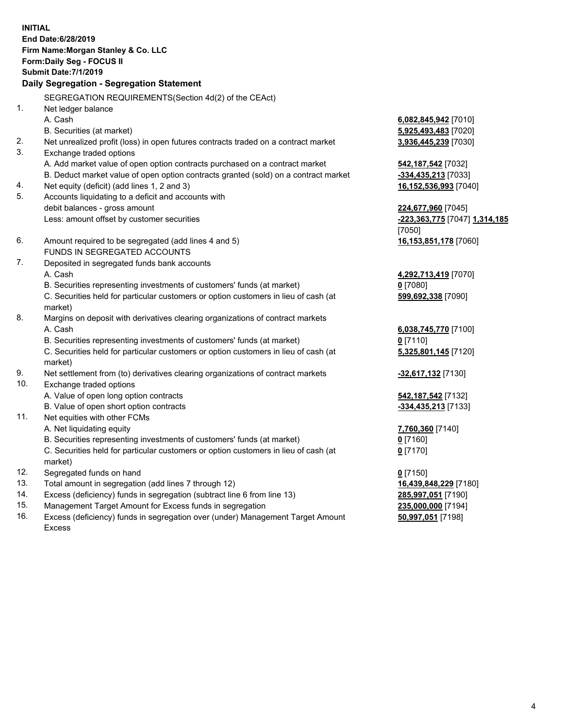**INITIAL**
**End Date:6/28/2019**
**Firm Name:Morgan Stanley & Co. LLC**
**Form:Daily Seg - FOCUS II**
**Submit Date:7/1/2019**

## Daily Segregation - Segregation Statement

SEGREGATION REQUIREMENTS(Section 4d(2) of the CEAct)

| | | |
|---|---|---|
| 1. | Net ledger balance | |
| | A. Cash | **6,082,845,942** [7010] |
| | B. Securities (at market) | **5,925,493,483** [7020] |
| 2. | Net unrealized profit (loss) in open futures contracts traded on a contract market | **3,936,445,239** [7030] |
| 3. | Exchange traded options | |
| | A. Add market value of open option contracts purchased on a contract market | **542,187,542** [7032] |
| | B. Deduct market value of open option contracts granted (sold) on a contract market | **-334,435,213** [7033] |
| 4. | Net equity (deficit) (add lines 1, 2 and 3) | **16,152,536,993** [7040] |
| 5. | Accounts liquidating to a deficit and accounts with debit balances - gross amount | **224,677,960** [7045] |
| | Less: amount offset by customer securities | **-223,363,775** [7047] **1,314,185** [7050] |
| 6. | Amount required to be segregated (add lines 4 and 5) | **16,153,851,178** [7060] |
| | FUNDS IN SEGREGATED ACCOUNTS | |
| 7. | Deposited in segregated funds bank accounts | |
| | A. Cash | **4,292,713,419** [7070] |
| | B. Securities representing investments of customers' funds (at market) | **0** [7080] |
| | C. Securities held for particular customers or option customers in lieu of cash (at market) | **599,692,338** [7090] |
| 8. | Margins on deposit with derivatives clearing organizations of contract markets | |
| | A. Cash | **6,038,745,770** [7100] |
| | B. Securities representing investments of customers' funds (at market) | **0** [7110] |
| | C. Securities held for particular customers or option customers in lieu of cash (at market) | **5,325,801,145** [7120] |
| 9. | Net settlement from (to) derivatives clearing organizations of contract markets | **-32,617,132** [7130] |
| 10. | Exchange traded options | |
| | A. Value of open long option contracts | **542,187,542** [7132] |
| | B. Value of open short option contracts | **-334,435,213** [7133] |
| 11. | Net equities with other FCMs | |
| | A. Net liquidating equity | **7,760,360** [7140] |
| | B. Securities representing investments of customers' funds (at market) | **0** [7160] |
| | C. Securities held for particular customers or option customers in lieu of cash (at market) | **0** [7170] |
| 12. | Segregated funds on hand | **0** [7150] |
| 13. | Total amount in segregation (add lines 7 through 12) | **16,439,848,229** [7180] |
| 14. | Excess (deficiency) funds in segregation (subtract line 6 from line 13) | **285,997,051** [7190] |
| 15. | Management Target Amount for Excess funds in segregation | **235,000,000** [7194] |
| 16. | Excess (deficiency) funds in segregation over (under) Management Target Amount Excess | **50,997,051** [7198] |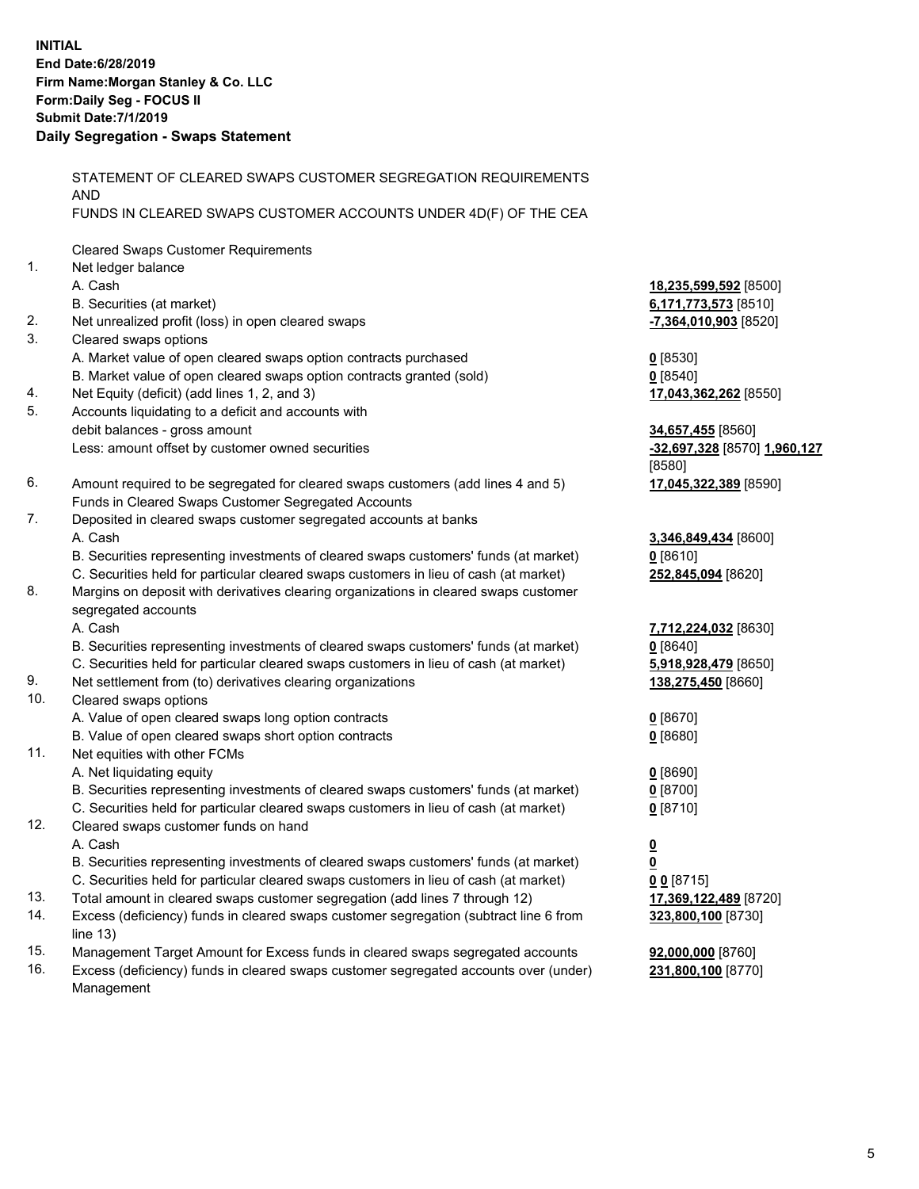**INITIAL**
**End Date:6/28/2019**
**Firm Name:Morgan Stanley & Co. LLC**
**Form:Daily Seg - FOCUS II**
**Submit Date:7/1/2019**
**Daily Segregation - Swaps Statement**

STATEMENT OF CLEARED SWAPS CUSTOMER SEGREGATION REQUIREMENTS AND
FUNDS IN CLEARED SWAPS CUSTOMER ACCOUNTS UNDER 4D(F) OF THE CEA

| | | |
|---|---|---|
| | Cleared Swaps Customer Requirements | |
| 1. | Net ledger balance | |
| | A. Cash | **18,235,599,592** [8500] |
| | B. Securities (at market) | **6,171,773,573** [8510] |
| 2. | Net unrealized profit (loss) in open cleared swaps | **-7,364,010,903** [8520] |
| 3. | Cleared swaps options | |
| | A. Market value of open cleared swaps option contracts purchased | **0** [8530] |
| | B. Market value of open cleared swaps option contracts granted (sold) | **0** [8540] |
| 4. | Net Equity (deficit) (add lines 1, 2, and 3) | **17,043,362,262** [8550] |
| 5. | Accounts liquidating to a deficit and accounts with debit balances - gross amount | **34,657,455** [8560] |
| | Less: amount offset by customer owned securities | **-32,697,328** [8570] **1,960,127** [8580] |
| 6. | Amount required to be segregated for cleared swaps customers (add lines 4 and 5) | **17,045,322,389** [8590] |
| | Funds in Cleared Swaps Customer Segregated Accounts | |
| 7. | Deposited in cleared swaps customer segregated accounts at banks | |
| | A. Cash | **3,346,849,434** [8600] |
| | B. Securities representing investments of cleared swaps customers' funds (at market) | **0** [8610] |
| | C. Securities held for particular cleared swaps customers in lieu of cash (at market) | **252,845,094** [8620] |
| 8. | Margins on deposit with derivatives clearing organizations in cleared swaps customer segregated accounts | |
| | A. Cash | **7,712,224,032** [8630] |
| | B. Securities representing investments of cleared swaps customers' funds (at market) | **0** [8640] |
| | C. Securities held for particular cleared swaps customers in lieu of cash (at market) | **5,918,928,479** [8650] |
| 9. | Net settlement from (to) derivatives clearing organizations | **138,275,450** [8660] |
| 10. | Cleared swaps options | |
| | A. Value of open cleared swaps long option contracts | **0** [8670] |
| | B. Value of open cleared swaps short option contracts | **0** [8680] |
| 11. | Net equities with other FCMs | |
| | A. Net liquidating equity | **0** [8690] |
| | B. Securities representing investments of cleared swaps customers' funds (at market) | **0** [8700] |
| | C. Securities held for particular cleared swaps customers in lieu of cash (at market) | **0** [8710] |
| 12. | Cleared swaps customer funds on hand | |
| | A. Cash | **0** |
| | B. Securities representing investments of cleared swaps customers' funds (at market) | **0** |
| | C. Securities held for particular cleared swaps customers in lieu of cash (at market) | **0** **0** [8715] |
| 13. | Total amount in cleared swaps customer segregation (add lines 7 through 12) | **17,369,122,489** [8720] |
| 14. | Excess (deficiency) funds in cleared swaps customer segregation (subtract line 6 from line 13) | **323,800,100** [8730] |
| 15. | Management Target Amount for Excess funds in cleared swaps segregated accounts | **92,000,000** [8760] |
| 16. | Excess (deficiency) funds in cleared swaps customer segregated accounts over (under) Management | **231,800,100** [8770] |